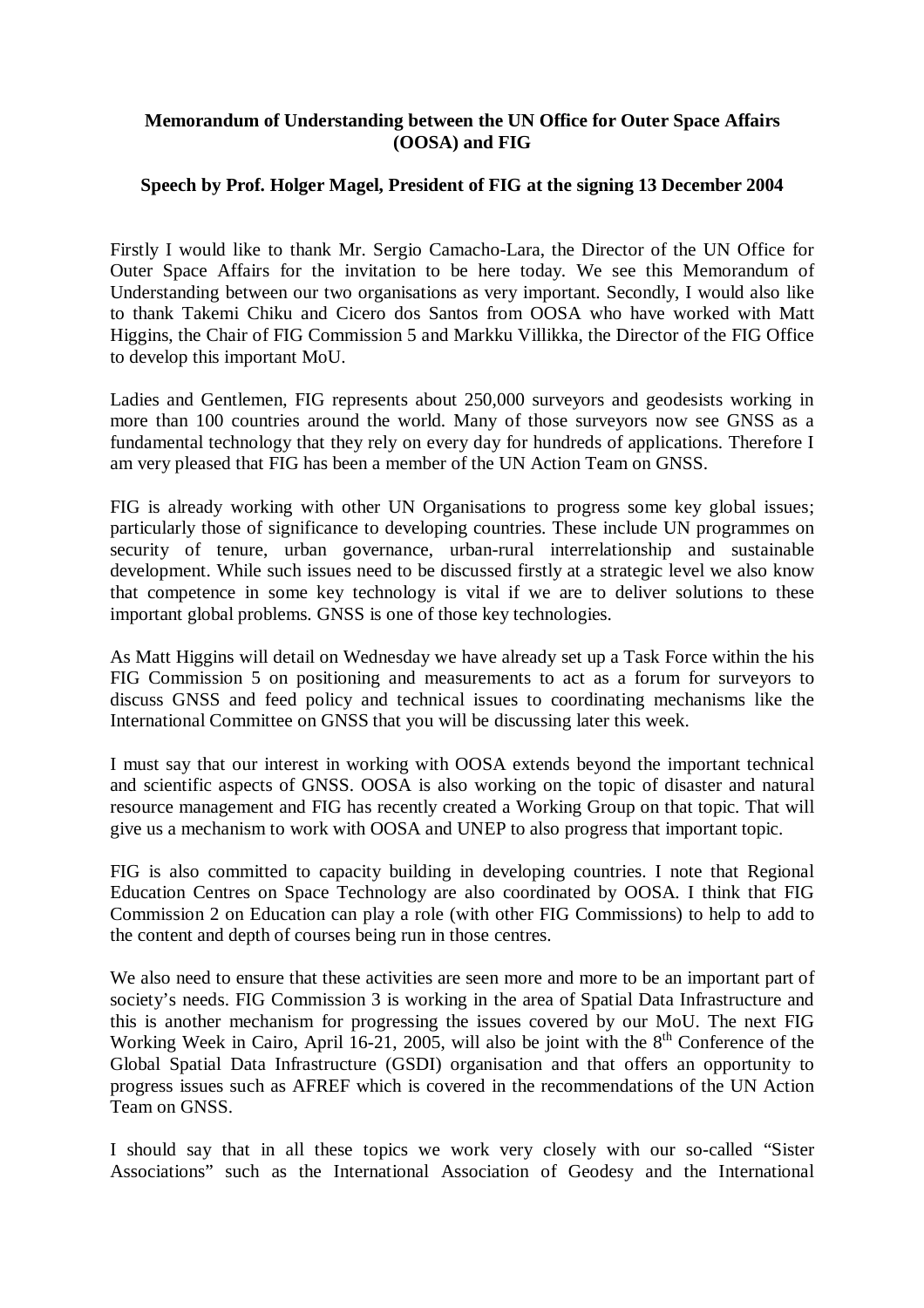**Memorandum of Understanding between the UN Office for Outer Space Affairs (OOSA) and FIG**

**Speech by Prof. Holger Magel, President of FIG at the signing 13 December 2004**

Firstly I would like to thank Mr. Sergio Camacho-Lara, the Director of the UN Office for Outer Space Affairs for the invitation to be here today. We see this Memorandum of Understanding between our two organisations as very important. Secondly, I would also like to thank Takemi Chiku and Cicero dos Santos from OOSA who have worked with Matt Higgins, the Chair of FIG Commission 5 and Markku Villikka, the Director of the FIG Office to develop this important MoU.

Ladies and Gentlemen, FIG represents about 250,000 surveyors and geodesists working in more than 100 countries around the world. Many of those surveyors now see GNSS as a fundamental technology that they rely on every day for hundreds of applications. Therefore I am very pleased that FIG has been a member of the UN Action Team on GNSS.

FIG is already working with other UN Organisations to progress some key global issues; particularly those of significance to developing countries. These include UN programmes on security of tenure, urban governance, urban-rural interrelationship and sustainable development. While such issues need to be discussed firstly at a strategic level we also know that competence in some key technology is vital if we are to deliver solutions to these important global problems. GNSS is one of those key technologies.

As Matt Higgins will detail on Wednesday we have already set up a Task Force within the his FIG Commission 5 on positioning and measurements to act as a forum for surveyors to discuss GNSS and feed policy and technical issues to coordinating mechanisms like the International Committee on GNSS that you will be discussing later this week.

I must say that our interest in working with OOSA extends beyond the important technical and scientific aspects of GNSS. OOSA is also working on the topic of disaster and natural resource management and FIG has recently created a Working Group on that topic. That will give us a mechanism to work with OOSA and UNEP to also progress that important topic.

FIG is also committed to capacity building in developing countries. I note that Regional Education Centres on Space Technology are also coordinated by OOSA. I think that FIG Commission 2 on Education can play a role (with other FIG Commissions) to help to add to the content and depth of courses being run in those centres.

We also need to ensure that these activities are seen more and more to be an important part of society's needs. FIG Commission 3 is working in the area of Spatial Data Infrastructure and this is another mechanism for progressing the issues covered by our MoU. The next FIG Working Week in Cairo, April 16-21, 2005, will also be joint with the 8th Conference of the Global Spatial Data Infrastructure (GSDI) organisation and that offers an opportunity to progress issues such as AFREF which is covered in the recommendations of the UN Action Team on GNSS.

I should say that in all these topics we work very closely with our so-called "Sister Associations" such as the International Association of Geodesy and the International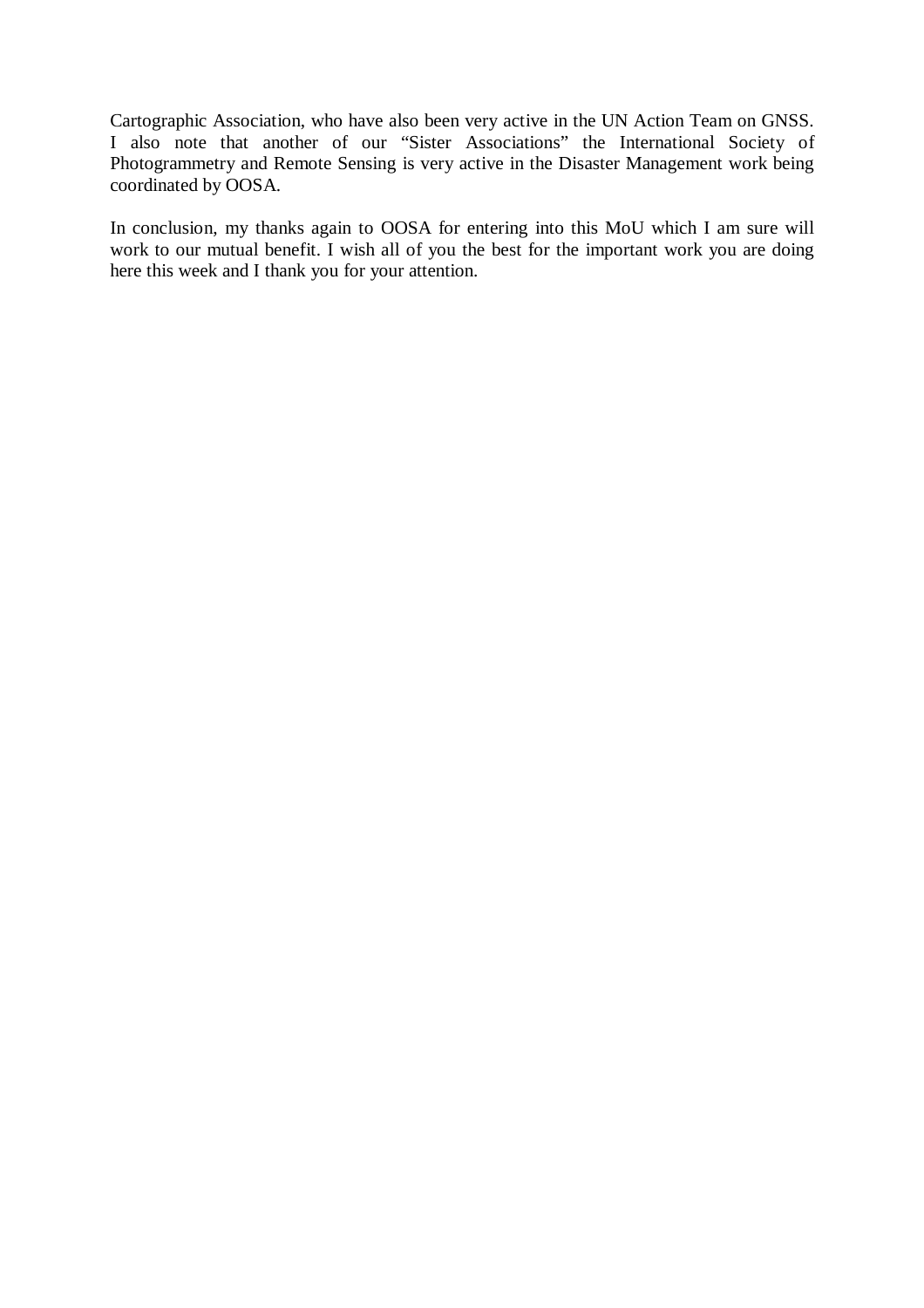Cartographic Association, who have also been very active in the UN Action Team on GNSS. I also note that another of our "Sister Associations" the International Society of Photogrammetry and Remote Sensing is very active in the Disaster Management work being coordinated by OOSA.

In conclusion, my thanks again to OOSA for entering into this MoU which I am sure will work to our mutual benefit. I wish all of you the best for the important work you are doing here this week and I thank you for your attention.